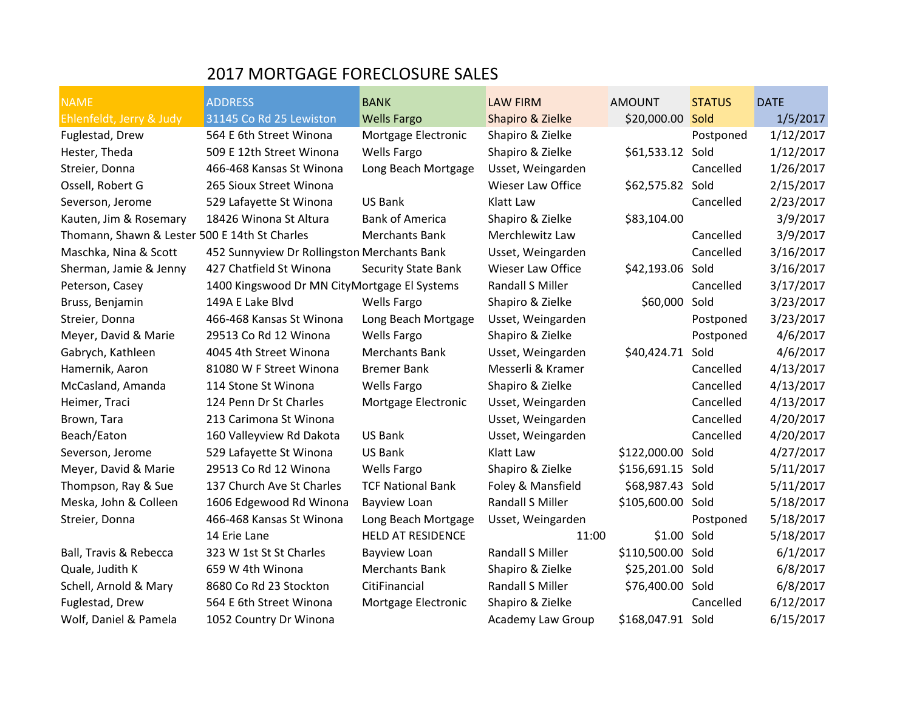# 2017 MORTGAGE FORECLOSURE SALES

| NAME | ADDRESS | BANK | LAW FIRM | AMOUNT | STATUS | DATE |
|---|---|---|---|---|---|---|
| Ehlenfeldt, Jerry & Judy | 31145 Co Rd 25 Lewiston | Wells Fargo | Shapiro & Zielke | $20,000.00 | Sold | 1/5/2017 |
| Fuglestad, Drew | 564 E 6th Street Winona | Mortgage Electronic | Shapiro & Zielke | | Postponed | 1/12/2017 |
| Hester, Theda | 509 E 12th Street Winona | Wells Fargo | Shapiro & Zielke | $61,533.12 | Sold | 1/12/2017 |
| Streier, Donna | 466-468 Kansas St Winona | Long Beach Mortgage | Usset, Weingarden | | Cancelled | 1/26/2017 |
| Ossell, Robert G | 265 Sioux Street Winona | | Wieser Law Office | $62,575.82 | Sold | 2/15/2017 |
| Severson, Jerome | 529 Lafayette St Winona | US Bank | Klatt Law | | Cancelled | 2/23/2017 |
| Kauten, Jim & Rosemary | 18426 Winona St Altura | Bank of America | Shapiro & Zielke | $83,104.00 | | 3/9/2017 |
| Thomann, Shawn & Lester | 500 E 14th St Charles | Merchants Bank | Merchlewitz Law | | Cancelled | 3/9/2017 |
| Maschka, Nina & Scott | 452 Sunnyview Dr Rollingston | Merchants Bank | Usset, Weingarden | | Cancelled | 3/16/2017 |
| Sherman, Jamie & Jenny | 427 Chatfield St Winona | Security State Bank | Wieser Law Office | $42,193.06 | Sold | 3/16/2017 |
| Peterson, Casey | 1400 Kingswood Dr MN City | Mortgage El Systems | Randall S Miller | | Cancelled | 3/17/2017 |
| Bruss, Benjamin | 149A E Lake Blvd | Wells Fargo | Shapiro & Zielke | $60,000 | Sold | 3/23/2017 |
| Streier, Donna | 466-468 Kansas St Winona | Long Beach Mortgage | Usset, Weingarden | | Postponed | 3/23/2017 |
| Meyer, David & Marie | 29513 Co Rd 12 Winona | Wells Fargo | Shapiro & Zielke | | Postponed | 4/6/2017 |
| Gabrych, Kathleen | 4045 4th Street Winona | Merchants Bank | Usset, Weingarden | $40,424.71 | Sold | 4/6/2017 |
| Hamernik, Aaron | 81080 W F Street Winona | Bremer Bank | Messerli & Kramer | | Cancelled | 4/13/2017 |
| McCasland, Amanda | 114 Stone St Winona | Wells Fargo | Shapiro & Zielke | | Cancelled | 4/13/2017 |
| Heimer, Traci | 124 Penn Dr St Charles | Mortgage Electronic | Usset, Weingarden | | Cancelled | 4/13/2017 |
| Brown, Tara | 213 Carimona St Winona | | Usset, Weingarden | | Cancelled | 4/20/2017 |
| Beach/Eaton | 160 Valleyview Rd Dakota | US Bank | Usset, Weingarden | | Cancelled | 4/20/2017 |
| Severson, Jerome | 529 Lafayette St Winona | US Bank | Klatt Law | $122,000.00 | Sold | 4/27/2017 |
| Meyer, David & Marie | 29513 Co Rd 12 Winona | Wells Fargo | Shapiro & Zielke | $156,691.15 | Sold | 5/11/2017 |
| Thompson, Ray & Sue | 137 Church Ave St Charles | TCF National Bank | Foley & Mansfield | $68,987.43 | Sold | 5/11/2017 |
| Meska, John & Colleen | 1606 Edgewood Rd Winona | Bayview Loan | Randall S Miller | $105,600.00 | Sold | 5/18/2017 |
| Streier, Donna | 466-468 Kansas St Winona | Long Beach Mortgage | Usset, Weingarden | | Postponed | 5/18/2017 |
| | 14 Erie Lane | HELD AT RESIDENCE | 11:00 | $1.00 | Sold | 5/18/2017 |
| Ball, Travis & Rebecca | 323 W 1st St St Charles | Bayview Loan | Randall S Miller | $110,500.00 | Sold | 6/1/2017 |
| Quale, Judith K | 659 W 4th Winona | Merchants Bank | Shapiro & Zielke | $25,201.00 | Sold | 6/8/2017 |
| Schell, Arnold & Mary | 8680 Co Rd 23 Stockton | CitiFinancial | Randall S Miller | $76,400.00 | Sold | 6/8/2017 |
| Fuglestad, Drew | 564 E 6th Street Winona | Mortgage Electronic | Shapiro & Zielke | | Cancelled | 6/12/2017 |
| Wolf, Daniel & Pamela | 1052 Country Dr Winona | | Academy Law Group | $168,047.91 | Sold | 6/15/2017 |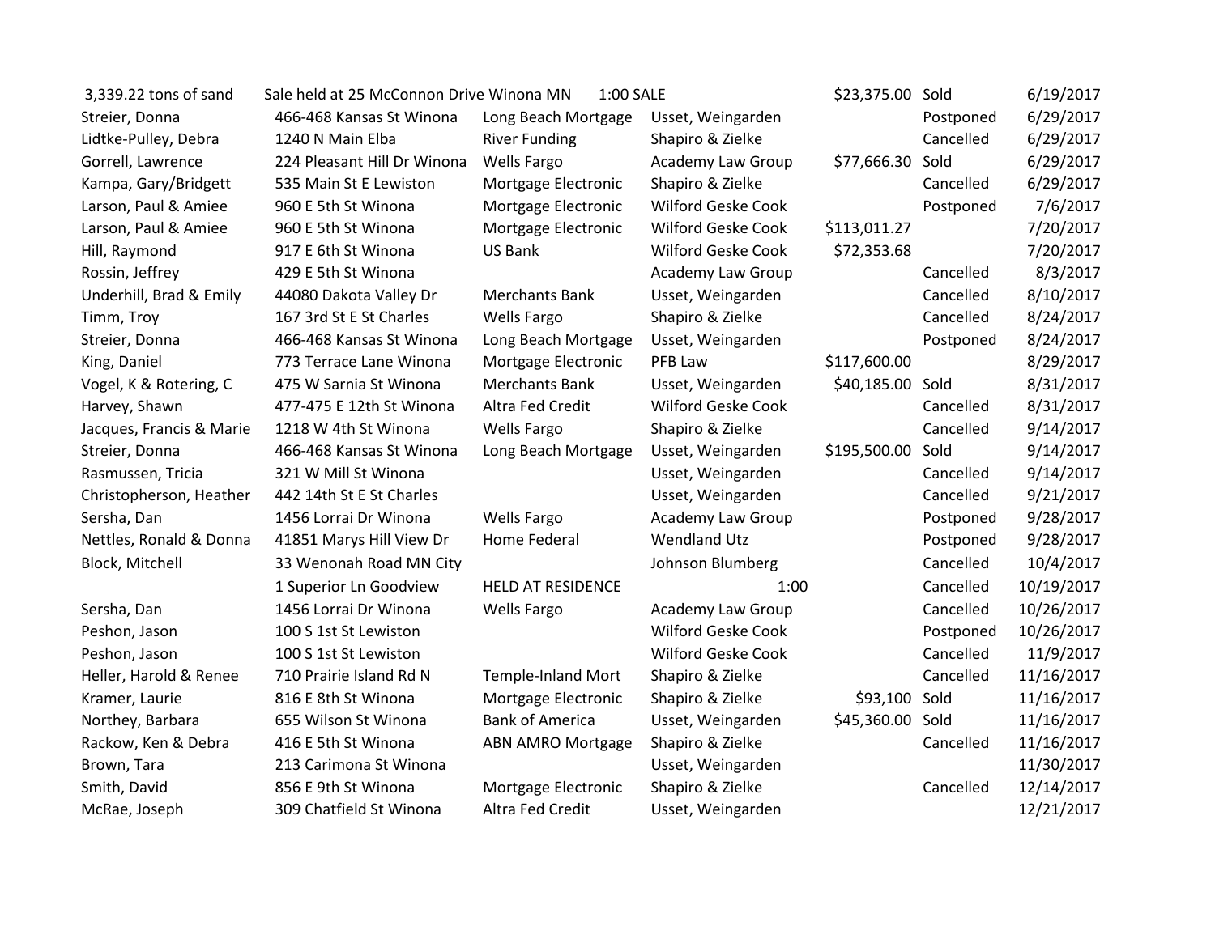| | | | | | | |
|---|---|---|---|---|---|---|
| 3,339.22 tons of sand | Sale held at 25 McConnon Drive Winona MN | 1:00 SALE | | $23,375.00 | Sold | 6/19/2017 |
| Streier, Donna | 466-468 Kansas St Winona | Long Beach Mortgage | Usset, Weingarden | | Postponed | 6/29/2017 |
| Lidtke-Pulley, Debra | 1240 N Main Elba | River Funding | Shapiro & Zielke | | Cancelled | 6/29/2017 |
| Gorrell, Lawrence | 224 Pleasant Hill Dr Winona | Wells Fargo | Academy Law Group | $77,666.30 | Sold | 6/29/2017 |
| Kampa, Gary/Bridgett | 535 Main St E Lewiston | Mortgage Electronic | Shapiro & Zielke | | Cancelled | 6/29/2017 |
| Larson, Paul & Amiee | 960 E 5th St Winona | Mortgage Electronic | Wilford Geske Cook | | Postponed | 7/6/2017 |
| Larson, Paul & Amiee | 960 E 5th St Winona | Mortgage Electronic | Wilford Geske Cook | $113,011.27 | | 7/20/2017 |
| Hill, Raymond | 917 E 6th St Winona | US Bank | Wilford Geske Cook | $72,353.68 | | 7/20/2017 |
| Rossin, Jeffrey | 429 E 5th St Winona | | Academy Law Group | | Cancelled | 8/3/2017 |
| Underhill, Brad & Emily | 44080 Dakota Valley Dr | Merchants Bank | Usset, Weingarden | | Cancelled | 8/10/2017 |
| Timm, Troy | 167 3rd St E St Charles | Wells Fargo | Shapiro & Zielke | | Cancelled | 8/24/2017 |
| Streier, Donna | 466-468 Kansas St Winona | Long Beach Mortgage | Usset, Weingarden | | Postponed | 8/24/2017 |
| King, Daniel | 773 Terrace Lane Winona | Mortgage Electronic | PFB Law | $117,600.00 | | 8/29/2017 |
| Vogel, K & Rotering, C | 475 W Sarnia St Winona | Merchants Bank | Usset, Weingarden | $40,185.00 | Sold | 8/31/2017 |
| Harvey, Shawn | 477-475 E 12th St Winona | Altra Fed Credit | Wilford Geske Cook | | Cancelled | 8/31/2017 |
| Jacques, Francis & Marie | 1218 W 4th St Winona | Wells Fargo | Shapiro & Zielke | | Cancelled | 9/14/2017 |
| Streier, Donna | 466-468 Kansas St Winona | Long Beach Mortgage | Usset, Weingarden | $195,500.00 | Sold | 9/14/2017 |
| Rasmussen, Tricia | 321 W Mill St Winona | | Usset, Weingarden | | Cancelled | 9/14/2017 |
| Christopherson, Heather | 442 14th St E St Charles | | Usset, Weingarden | | Cancelled | 9/21/2017 |
| Sersha, Dan | 1456 Lorrai Dr Winona | Wells Fargo | Academy Law Group | | Postponed | 9/28/2017 |
| Nettles, Ronald & Donna | 41851 Marys Hill View Dr | Home Federal | Wendland Utz | | Postponed | 9/28/2017 |
| Block, Mitchell | 33 Wenonah Road MN City | | Johnson Blumberg | | Cancelled | 10/4/2017 |
| | 1 Superior Ln Goodview | HELD AT RESIDENCE | | 1:00 | Cancelled | 10/19/2017 |
| Sersha, Dan | 1456 Lorrai Dr Winona | Wells Fargo | Academy Law Group | | Cancelled | 10/26/2017 |
| Peshon, Jason | 100 S 1st St Lewiston | | Wilford Geske Cook | | Postponed | 10/26/2017 |
| Peshon, Jason | 100 S 1st St Lewiston | | Wilford Geske Cook | | Cancelled | 11/9/2017 |
| Heller, Harold & Renee | 710 Prairie Island Rd N | Temple-Inland Mort | Shapiro & Zielke | | Cancelled | 11/16/2017 |
| Kramer, Laurie | 816 E 8th St Winona | Mortgage Electronic | Shapiro & Zielke | $93,100 | Sold | 11/16/2017 |
| Northey, Barbara | 655 Wilson St Winona | Bank of America | Usset, Weingarden | $45,360.00 | Sold | 11/16/2017 |
| Rackow, Ken & Debra | 416 E 5th St Winona | ABN AMRO Mortgage | Shapiro & Zielke | | Cancelled | 11/16/2017 |
| Brown, Tara | 213 Carimona St Winona | | Usset, Weingarden | | | 11/30/2017 |
| Smith, David | 856 E 9th St Winona | Mortgage Electronic | Shapiro & Zielke | | Cancelled | 12/14/2017 |
| McRae, Joseph | 309 Chatfield St Winona | Altra Fed Credit | Usset, Weingarden | | | 12/21/2017 |